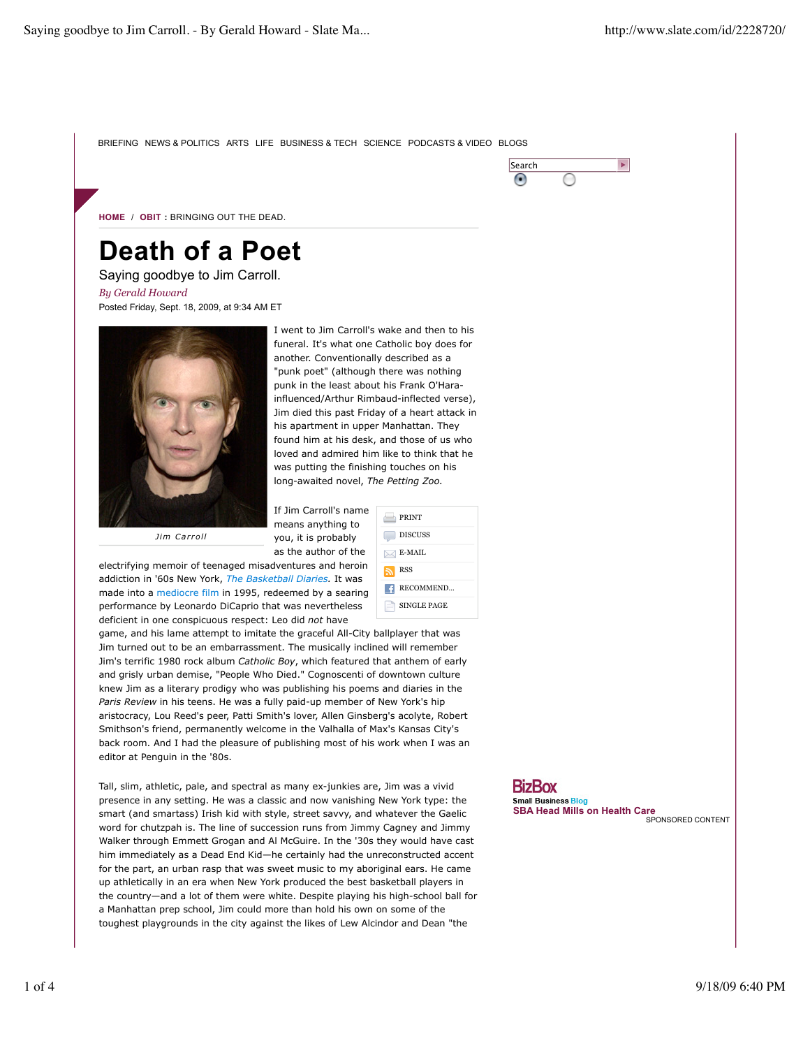HOME / OBIT : BRINGING OUT THE DEAD.

# Death of a Poet

## Saying goodbye to Jim Carroll.

*By Gerald Howard*

Posted Friday, Sept. 18, 2009, at 9:34 AM ET

Jim Carroll

I went to Jim Carroll's wake and then to his funeral. It's what one Catholic boy does for another. Conventionally described as a "punk poet" (although there was nothing punk in the least about his Frank O'Hara-influenced/Arthur Rimbaud-inflected verse), Jim died this past Friday of a heart attack in his apartment in upper Manhattan. They found him at his desk, and those of us who loved and admired him like to think that he was putting the finishing touches on his long-awaited novel, *The Petting Zoo*.

If Jim Carroll's name means anything to you, it is probably as the author of the electrifying memoir of teenaged misadventures and heroin addiction in '60s New York, *The Basketball Diaries*. It was made into a mediocre film in 1995, redeemed by a searing performance by Leonardo DiCaprio that was nevertheless deficient in one conspicuous respect: Leo did *not* have game, and his lame attempt to imitate the graceful All-City ballplayer that was Jim turned out to be an embarrassment. The musically inclined will remember Jim's terrific 1980 rock album *Catholic Boy*, which featured that anthem of early and grisly urban demise, "People Who Died." Cognoscenti of downtown culture knew Jim as a literary prodigy who was publishing his poems and diaries in the *Paris Review* in his teens. He was a fully paid-up member of New York's hip aristocracy, Lou Reed's peer, Patti Smith's lover, Allen Ginsberg's acolyte, Robert Smithson's friend, permanently welcome in the Valhalla of Max's Kansas City's back room. And I had the pleasure of publishing most of his work when I was an editor at Penguin in the '80s.

Tall, slim, athletic, pale, and spectral as many ex-junkies are, Jim was a vivid presence in any setting. He was a classic and now vanishing New York type: the smart (and smartass) Irish kid with style, street savvy, and whatever the Gaelic word for chutzpah is. The line of succession runs from Jimmy Cagney and Jimmy Walker through Emmett Grogan and Al McGuire. In the '30s they would have cast him immediately as a Dead End Kid—he certainly had the unreconstructed accent for the part, an urban rasp that was sweet music to my aboriginal ears. He came up athletically in an era when New York produced the best basketball players in the country—and a lot of them were white. Despite playing his high-school ball for a Manhattan prep school, Jim could more than hold his own on some of the toughest playgrounds in the city against the likes of Lew Alcindor and Dean "the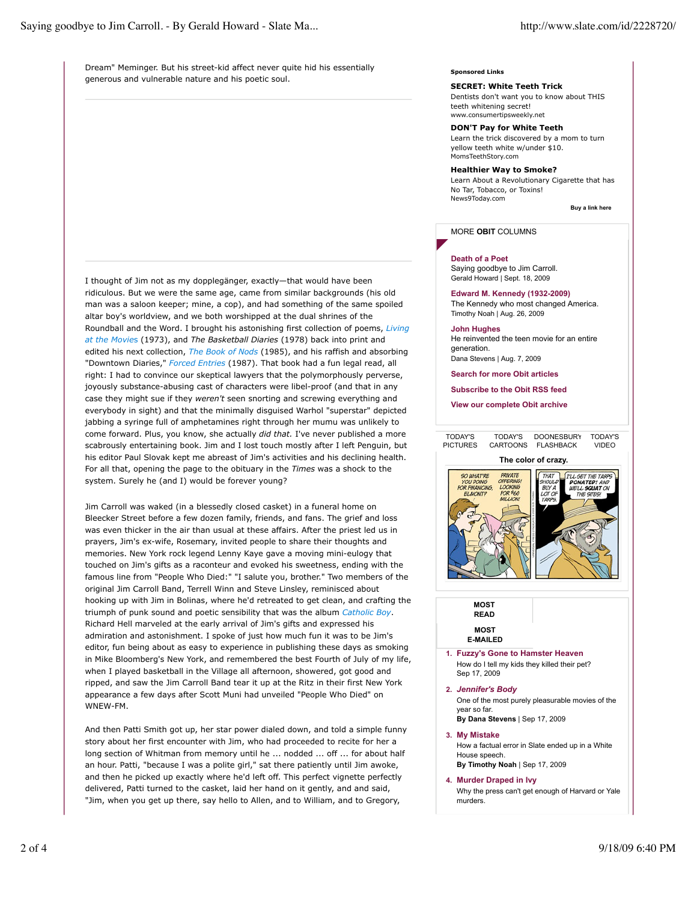Dream" Meminger. But his street-kid affect never quite hid his essentially generous and vulnerable nature and his poetic soul.

I thought of Jim not as my dopplegänger, exactly—that would have been ridiculous. But we were the same age, came from similar backgrounds (his old man was a saloon keeper; mine, a cop), and had something of the same spoiled altar boy's worldview, and we both worshipped at the dual shrines of the Roundball and the Word. I brought his astonishing first collection of poems, *Living at the Movies* (1973), and *The Basketball Diaries* (1978) back into print and edited his next collection, *The Book of Nods* (1985), and his raffish and absorbing "Downtown Diaries," *Forced Entries* (1987). That book had a fun legal read, all right: I had to convince our skeptical lawyers that the polymorphously perverse, joyously substance-abusing cast of characters were libel-proof (and that in any case they might sue if they *weren't* seen snorting and screwing everything and everybody in sight) and that the minimally disguised Warhol "superstar" depicted jabbing a syringe full of amphetamines right through her mumu was unlikely to come forward. Plus, you know, she actually *did that.* I've never published a more scabrously entertaining book. Jim and I lost touch mostly after I left Penguin, but his editor Paul Slovak kept me abreast of Jim's activities and his declining health. For all that, opening the page to the obituary in the *Times* was a shock to the system. Surely he (and I) would be forever young?

Jim Carroll was waked (in a blessedly closed casket) in a funeral home on Bleecker Street before a few dozen family, friends, and fans. The grief and loss was even thicker in the air than usual at these affairs. After the priest led us in prayers, Jim's ex-wife, Rosemary, invited people to share their thoughts and memories. New York rock legend Lenny Kaye gave a moving mini-eulogy that touched on Jim's gifts as a raconteur and evoked his sweetness, ending with the famous line from "People Who Died:" "I salute you, brother." Two members of the original Jim Carroll Band, Terrell Winn and Steve Linsley, reminisced about hooking up with Jim in Bolinas, where he'd retreated to get clean, and crafting the triumph of punk sound and poetic sensibility that was the album *Catholic Boy*. Richard Hell marveled at the early arrival of Jim's gifts and expressed his admiration and astonishment. I spoke of just how much fun it was to be Jim's editor, fun being about as easy to experience in publishing these days as smoking in Mike Bloomberg's New York, and remembered the best Fourth of July of my life, when I played basketball in the Village all afternoon, showered, got good and ripped, and saw the Jim Carroll Band tear it up at the Ritz in their first New York appearance a few days after Scott Muni had unveiled "People Who Died" on WNEW-FM.

And then Patti Smith got up, her star power dialed down, and told a simple funny story about her first encounter with Jim, who had proceeded to recite for her a long section of Whitman from memory until he ... nodded ... off ... for about half an hour. Patti, "because I was a polite girl," sat there patiently until Jim awoke, and then he picked up exactly where he'd left off. This perfect vignette perfectly delivered, Patti turned to the casket, laid her hand on it gently, and and said, "Jim, when you get up there, say hello to Allen, and to William, and to Gregory,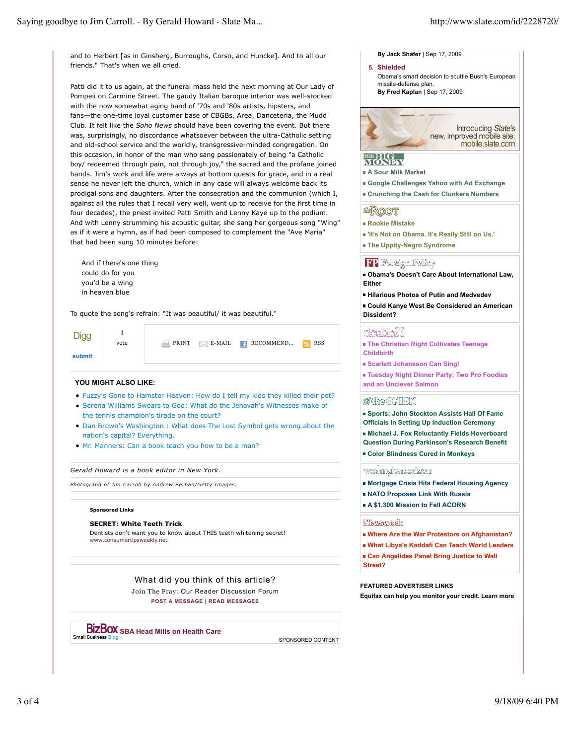and to Herbert [as in Ginsberg, Burroughs, Corso, and Huncke]. And to all our friends." That's when we all cried.

Patti did it to us again, at the funeral mass held the next morning at Our Lady of Pompeii on Carmine Street. The gaudy Italian baroque interior was well-stocked with the now somewhat aging band of '70s and '80s artists, hipsters, and fans—the one-time loyal customer base of CBGBs, Area, Danceteria, the Mudd Club. It felt like the *Soho News* should have been covering the event. But there was, surprisingly, no discordance whatsoever between the ultra-Catholic setting and old-school service and the worldly, transgressive-minded congregation. On this occasion, in honor of the man who sang passionately of being "a Catholic boy/ redeemed through pain, not through joy," the sacred and the profane joined hands. Jim's work and life were always at bottom quests for grace, and in a real sense he never left the church, which in any case will always welcome back its prodigal sons and daughters. After the consecration and the communion (which I, against all the rules that I recall very well, went up to receive for the first time in four decades), the priest invited Patti Smith and Lenny Kaye up to the podium. And with Lenny strumming his acoustic guitar, she sang her gorgeous song "Wing" as if it were a hymn, as if had been composed to complement the "Ave Maria" that had been sung 10 minutes before:

> And if there's one thing
> could do for you
> you'd be a wing
> in heaven blue

To quote the song's refrain: "It was beautiful/ it was beautiful."

Digg submit | 1 vote | PRINT | E-MAIL | RECOMMEND... | RSS

**YOU MIGHT ALSO LIKE:**

- Fuzzy's Gone to Hamster Heaven: How do I tell my kids they killed their pet?
- Serena Williams Swears to God: What do the Jehovah's Witnesses make of the tennis champion's tirade on the court?
- Dan Brown's Washington : What does The Lost Symbol gets wrong about the nation's capital? Everything.
- Mr. Manners: Can a book teach you how to be a man?

*Gerald Howard is a book editor in New York.*

*Photograph of Jim Carroll by Andrew Serban/Getty Images.*

**Sponsored Links**

**SECRET: White Teeth Trick**
Dentists don't want you to know about THIS teeth whitening secret!
www.consumertipsweekly.net

What did you think of this article?
Join The Fray: Our Reader Discussion Forum
**POST A MESSAGE | READ MESSAGES**

BizBox Small Business Blog **SBA Head Mills on Health Care**
SPONSORED CONTENT

**By Jack Shafer** | Sep 17, 2009

5. **Shielded**
Obama's smart decision to scuttle Bush's European missile-defense plan.
**By Fred Kaplan** | Sep 17, 2009

Introducing *Slate's* new, improved mobile site: mobile.slate.com

**THE BIG MONEY**
- A Sour Milk Market
- Google Challenges Yahoo with Ad Exchange
- Crunching the Cash for Clunkers Numbers

**The Root**
- Rookie Mistake
- 'It's Not on Obama. It's Really Still on Us.'
- The Uppity-Negro Syndrome

**FP Foreign Policy**
- Obama's Doesn't Care About International Law, Either
- Hilarious Photos of Putin and Medvedev
- Could Kanye West Be Considered an American Dissident?

**doubleX**
- The Christian Right Cultivates Teenage Childbirth
- Scarlett Johansson Can Sing!
- Tuesday Night Dinner Party: Two Pro Foodies and an Unclever Salmon

**the ONION**
- Sports: John Stockton Assists Hall Of Fame Officials In Setting Up Induction Ceremony
- Michael J. Fox Reluctantly Fields Hoverboard Question During Parkinson's Research Benefit
- Color Blindness Cured in Monkeys

**washingtonpost.com**
- Mortgage Crisis Hits Federal Housing Agency
- NATO Proposes Link With Russia
- A $1,300 Mission to Fell ACORN

**Newsweek**
- Where Are the War Protestors on Afghanistan?
- What Libya's Kaddafi Can Teach World Leaders
- Can Angelides Panel Bring Justice to Wall Street?

**FEATURED ADVERTISER LINKS**
**Equifax can help you monitor your credit. Learn more**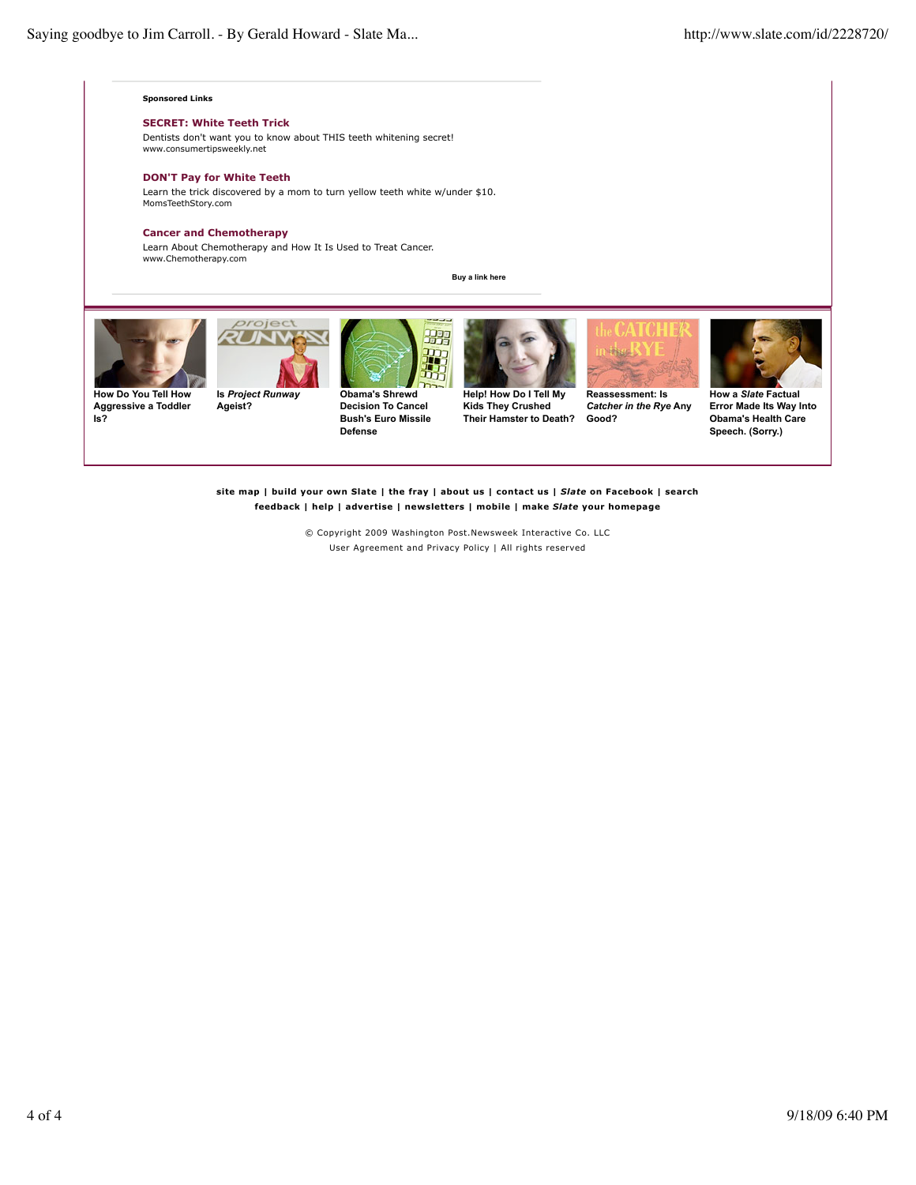**Sponsored Links**

**SECRET: White Teeth Trick**
Dentists don't want you to know about THIS teeth whitening secret!
www.consumertipsweekly.net

**DON'T Pay for White Teeth**
Learn the trick discovered by a mom to turn yellow teeth white w/under $10.
MomsTeethStory.com

**Cancer and Chemotherapy**
Learn About Chemotherapy and How It Is Used to Treat Cancer.
www.Chemotherapy.com

**Buy a link here**

**How Do You Tell How Aggressive a Toddler Is?**

**Is *Project Runway* Ageist?**

**Obama's Shrewd Decision To Cancel Bush's Euro Missile Defense**

**Help! How Do I Tell My Kids They Crushed Their Hamster to Death?**

**Reassessment: Is *Catcher in the Rye* Any Good?**

**How a *Slate* Factual Error Made Its Way Into Obama's Health Care Speech. (Sorry.)**

**site map | build your own Slate | the fray | about us | contact us | *Slate* on Facebook | search**
**feedback | help | advertise | newsletters | mobile | make *Slate* your homepage**

© Copyright 2009 Washington Post.Newsweek Interactive Co. LLC
User Agreement and Privacy Policy | All rights reserved